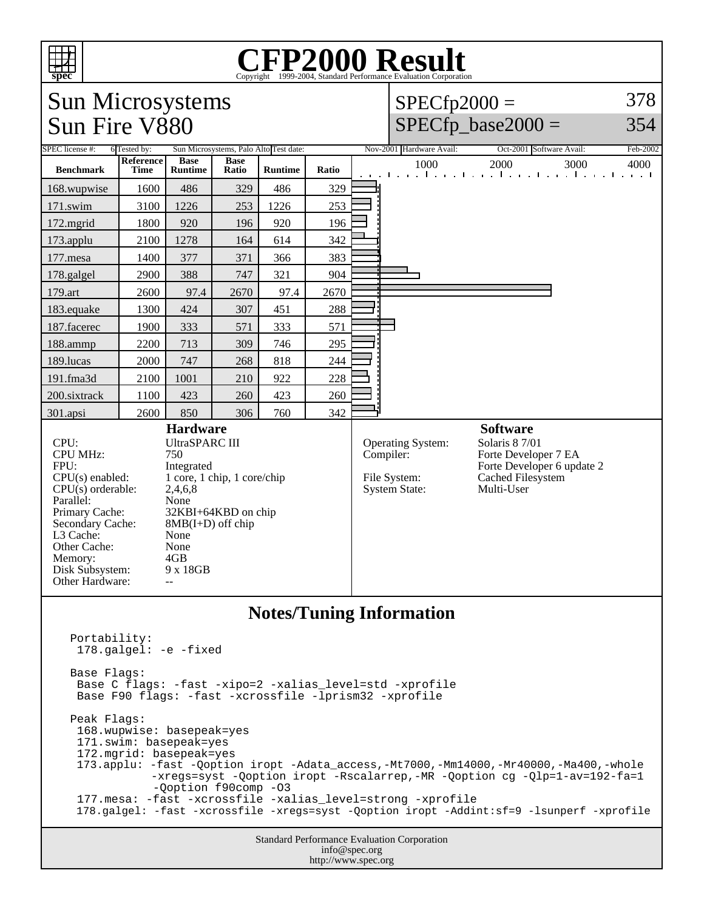# CFP2000 Result

Copyright 1999-2004, Standard Performance Evaluation Corporation

## Sun Microsystems
## Sun Fire V880

SPECfp2000 = 378

SPECfp_base2000 = 354

| SPEC license #: | 6 | Tested by: | Sun Microsystems, Palo Alto | Test date: | Nov-2001 | Hardware Avail: | Oct-2001 | Software Avail: | Feb-2002 |
|---|---|---|---|---|---|---|---|---|---|

| Benchmark | Reference Time | Base Runtime | Base Ratio | Runtime | Ratio |
|---|---|---|---|---|---|
| 168.wupwise | 1600 | 486 | 329 | 486 | 329 |
| 171.swim | 3100 | 1226 | 253 | 1226 | 253 |
| 172.mgrid | 1800 | 920 | 196 | 920 | 196 |
| 173.applu | 2100 | 1278 | 164 | 614 | 342 |
| 177.mesa | 1400 | 377 | 371 | 366 | 383 |
| 178.galgel | 2900 | 388 | 747 | 321 | 904 |
| 179.art | 2600 | 97.4 | 2670 | 97.4 | 2670 |
| 183.equake | 1300 | 424 | 307 | 451 | 288 |
| 187.facerec | 1900 | 333 | 571 | 333 | 571 |
| 188.ammp | 2200 | 713 | 309 | 746 | 295 |
| 189.lucas | 2000 | 747 | 268 | 818 | 244 |
| 191.fma3d | 2100 | 1001 | 210 | 922 | 228 |
| 200.sixtrack | 1100 | 423 | 260 | 423 | 260 |
| 301.apsi | 2600 | 850 | 306 | 760 | 342 |

### Hardware

| | |
|---|---|
| CPU: | UltraSPARC III |
| CPU MHz: | 750 |
| FPU: | Integrated |
| CPU(s) enabled: | 1 core, 1 chip, 1 core/chip |
| CPU(s) orderable: | 2,4,6,8 |
| Parallel: | None |
| Primary Cache: | 32KBI+64KBD on chip |
| Secondary Cache: | 8MB(I+D) off chip |
| L3 Cache: | None |
| Other Cache: | None |
| Memory: | 4GB |
| Disk Subsystem: | 9 x 18GB |
| Other Hardware: | -- |

### Software

| | |
|---|---|
| Operating System: | Solaris 8 7/01 |
| Compiler: | Forte Developer 7 EA<br>Forte Developer 6 update 2 |
| File System: | Cached Filesystem |
| System State: | Multi-User |

### Notes/Tuning Information

```
Portability:
 178.galgel: -e -fixed

Base Flags:
 Base C flags: -fast -xipo=2 -xalias_level=std -xprofile
 Base F90 flags: -fast -xcrossfile -lprism32 -xprofile

Peak Flags:
 168.wupwise: basepeak=yes
 171.swim: basepeak=yes
 172.mgrid: basepeak=yes
 173.applu: -fast -Qoption iropt -Adata_access,-Mt7000,-Mm14000,-Mr40000,-Ma400,-whole
            -xregs=syst -Qoption iropt -Rscalarrep,-MR -Qoption cg -Qlp=1-av=192-fa=1
            -Qoption f90comp -O3
 177.mesa: -fast -xcrossfile -xalias_level=strong -xprofile
 178.galgel: -fast -xcrossfile -xregs=syst -Qoption iropt -Addint:sf=9 -lsunperf -xprofile
```

Standard Performance Evaluation Corporation
info@spec.org
http://www.spec.org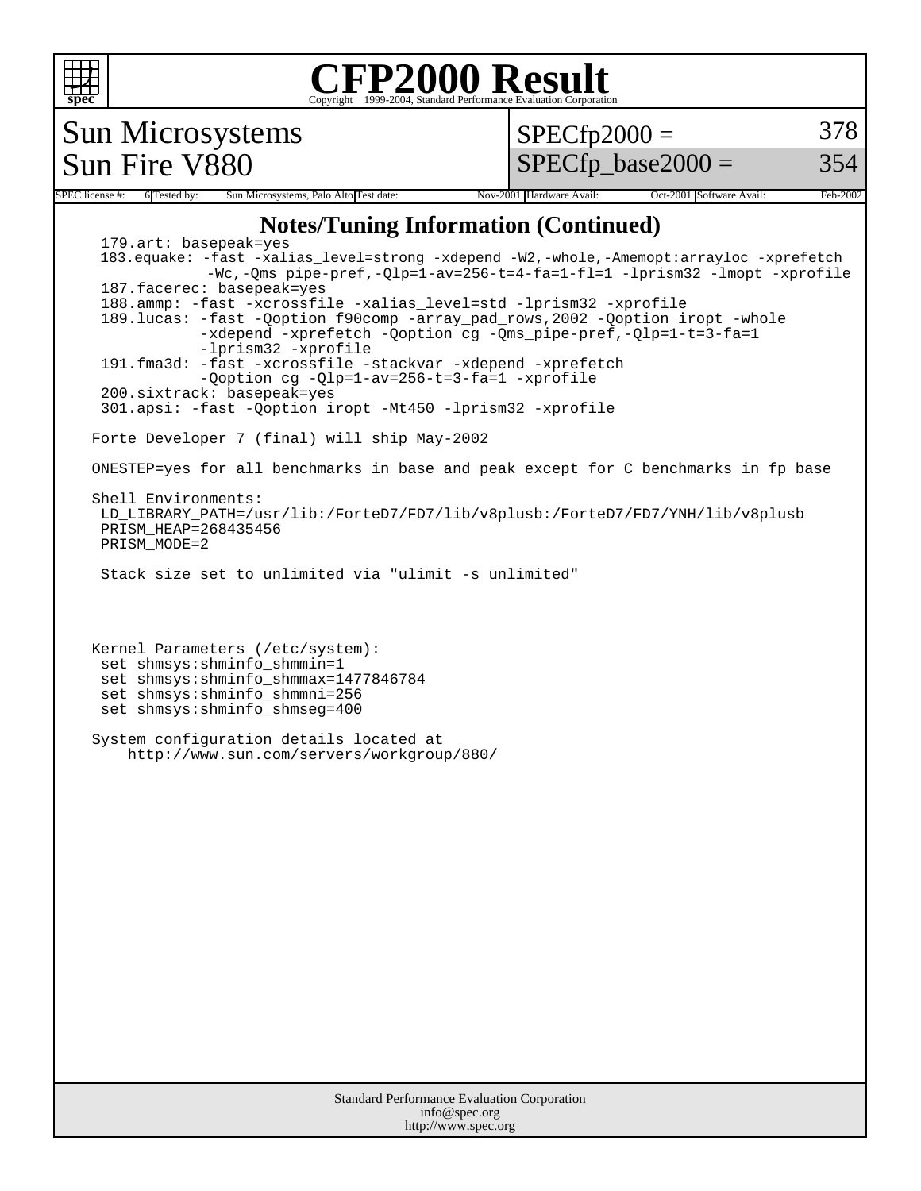# CFP2000 Result

Copyright 1999-2004, Standard Performance Evaluation Corporation

## Sun Microsystems
## Sun Fire V880

SPECfp2000 = 378

SPECfp_base2000 = 354

| SPEC license #: | 6 | Tested by: | Sun Microsystems, Palo Alto | Test date: | Nov-2001 | Hardware Avail: | Oct-2001 | Software Avail: | Feb-2002 |
|---|---|---|---|---|---|---|---|---|---|

### Notes/Tuning Information (Continued)

```
 179.art: basepeak=yes
 183.equake: -fast -xalias_level=strong -xdepend -W2,-whole,-Amemopt:arrayloc -xprefetch
             -Wc,-Qms_pipe-pref,-Qlp=1-av=256-t=4-fa=1-fl=1 -lprism32 -lmopt -xprofile
 187.facerec: basepeak=yes
 188.ammp: -fast -xcrossfile -xalias_level=std -lprism32 -xprofile
 189.lucas: -fast -Qoption f90comp -array_pad_rows,2002 -Qoption iropt -whole
            -xdepend -xprefetch -Qoption cg -Qms_pipe-pref,-Qlp=1-t=3-fa=1
            -lprism32 -xprofile
 191.fma3d: -fast -xcrossfile -stackvar -xdepend -xprefetch
            -Qoption cg -Qlp=1-av=256-t=3-fa=1 -xprofile
 200.sixtrack: basepeak=yes
 301.apsi: -fast -Qoption iropt -Mt450 -lprism32 -xprofile

Forte Developer 7 (final) will ship May-2002

ONESTEP=yes for all benchmarks in base and peak except for C benchmarks in fp base

Shell Environments:
 LD_LIBRARY_PATH=/usr/lib:/ForteD7/FD7/lib/v8plusb:/ForteD7/FD7/YNH/lib/v8plusb
 PRISM_HEAP=268435456
 PRISM_MODE=2

 Stack size set to unlimited via "ulimit -s unlimited"

Kernel Parameters (/etc/system):
 set shmsys:shminfo_shmmin=1
 set shmsys:shminfo_shmmax=1477846784
 set shmsys:shminfo_shmmni=256
 set shmsys:shminfo_shmseg=400

System configuration details located at
    http://www.sun.com/servers/workgroup/880/
```

Standard Performance Evaluation Corporation
info@spec.org
http://www.spec.org